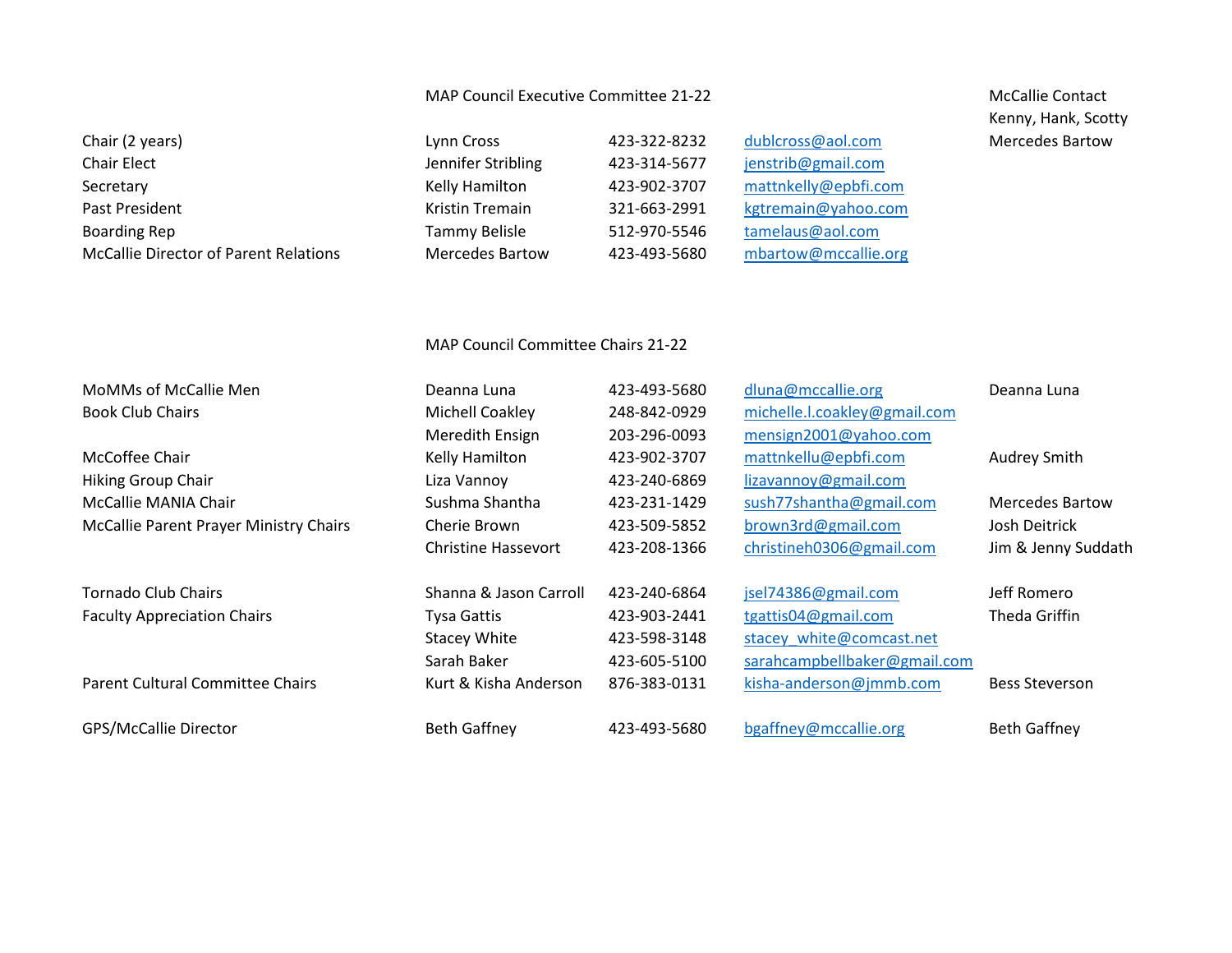## MAP Council Executive Committee 21-22

| Position | Name | Phone | Email | McCallie Contact |
|---|---|---|---|---|
| | | | | Kenny, Hank, Scotty |
| Chair (2 years) | Lynn Cross | 423-322-8232 | dublcross@aol.com | Mercedes Bartow |
| Chair Elect | Jennifer Stribling | 423-314-5677 | jenstrib@gmail.com | |
| Secretary | Kelly Hamilton | 423-902-3707 | mattnkelly@epbfi.com | |
| Past President | Kristin Tremain | 321-663-2991 | kgtremain@yahoo.com | |
| Boarding Rep | Tammy Belisle | 512-970-5546 | tamelaus@aol.com | |
| McCallie Director of Parent Relations | Mercedes Bartow | 423-493-5680 | mbartow@mccallie.org | |

## MAP Council Committee Chairs 21-22

| Committee | Name | Phone | Email | McCallie Contact |
|---|---|---|---|---|
| MoMMs of McCallie Men | Deanna Luna | 423-493-5680 | dluna@mccallie.org | Deanna Luna |
| Book Club Chairs | Michell Coakley | 248-842-0929 | michelle.l.coakley@gmail.com | |
| | Meredith Ensign | 203-296-0093 | mensign2001@yahoo.com | |
| McCoffee Chair | Kelly Hamilton | 423-902-3707 | mattnkellu@epbfi.com | Audrey Smith |
| Hiking Group Chair | Liza Vannoy | 423-240-6869 | lizavannoy@gmail.com | |
| McCallie MANIA Chair | Sushma Shantha | 423-231-1429 | sush77shantha@gmail.com | Mercedes Bartow |
| McCallie Parent Prayer Ministry Chairs | Cherie Brown | 423-509-5852 | brown3rd@gmail.com | Josh Deitrick |
| | Christine Hassevort | 423-208-1366 | christineh0306@gmail.com | Jim & Jenny Suddath |
| Tornado Club Chairs | Shanna & Jason Carroll | 423-240-6864 | jsel74386@gmail.com | Jeff Romero |
| Faculty Appreciation Chairs | Tysa Gattis | 423-903-2441 | tgattis04@gmail.com | Theda Griffin |
| | Stacey White | 423-598-3148 | stacey_white@comcast.net | |
| | Sarah Baker | 423-605-5100 | sarahcampbellbaker@gmail.com | |
| Parent Cultural Committee Chairs | Kurt & Kisha Anderson | 876-383-0131 | kisha-anderson@jmmb.com | Bess Steverson |
| GPS/McCallie Director | Beth Gaffney | 423-493-5680 | bgaffney@mccallie.org | Beth Gaffney |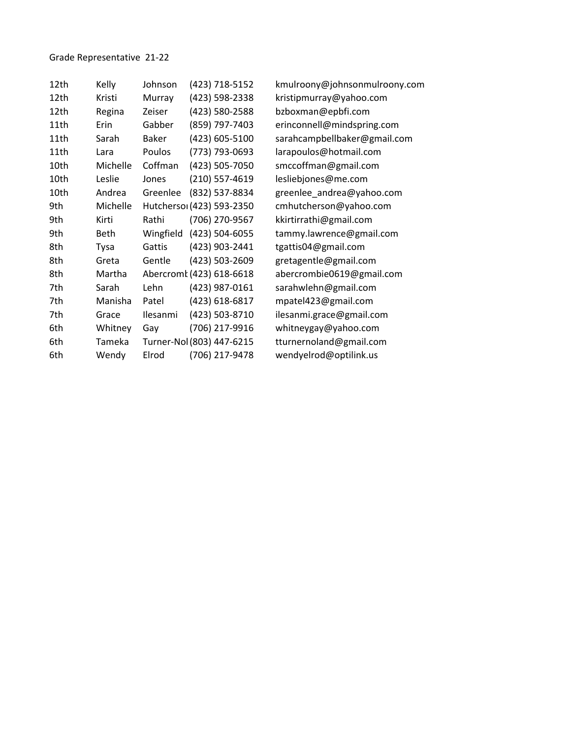Grade Representative 21-22

| | | | | |
|---|---|---|---|---|
| 12th | Kelly | Johnson | (423) 718-5152 | kmulroony@johnsonmulroony.com |
| 12th | Kristi | Murray | (423) 598-2338 | kristipmurray@yahoo.com |
| 12th | Regina | Zeiser | (423) 580-2588 | bzboxman@epbfi.com |
| 11th | Erin | Gabber | (859) 797-7403 | erinconnell@mindspring.com |
| 11th | Sarah | Baker | (423) 605-5100 | sarahcampbellbaker@gmail.com |
| 11th | Lara | Poulos | (773) 793-0693 | larapoulos@hotmail.com |
| 10th | Michelle | Coffman | (423) 505-7050 | smccoffman@gmail.com |
| 10th | Leslie | Jones | (210) 557-4619 | lesliebjones@me.com |
| 10th | Andrea | Greenlee | (832) 537-8834 | greenlee_andrea@yahoo.com |
| 9th | Michelle | Hutcherson | (423) 593-2350 | cmhutcherson@yahoo.com |
| 9th | Kirti | Rathi | (706) 270-9567 | kkirtirrathi@gmail.com |
| 9th | Beth | Wingfield | (423) 504-6055 | tammy.lawrence@gmail.com |
| 8th | Tysa | Gattis | (423) 903-2441 | tgattis04@gmail.com |
| 8th | Greta | Gentle | (423) 503-2609 | gretagentle@gmail.com |
| 8th | Martha | Abercromb | (423) 618-6618 | abercrombie0619@gmail.com |
| 7th | Sarah | Lehn | (423) 987-0161 | sarahwlehn@gmail.com |
| 7th | Manisha | Patel | (423) 618-6817 | mpatel423@gmail.com |
| 7th | Grace | Ilesanmi | (423) 503-8710 | ilesanmi.grace@gmail.com |
| 6th | Whitney | Gay | (706) 217-9916 | whitneygay@yahoo.com |
| 6th | Tameka | Turner-Nol | (803) 447-6215 | tturnernoland@gmail.com |
| 6th | Wendy | Elrod | (706) 217-9478 | wendyelrod@optilink.us |